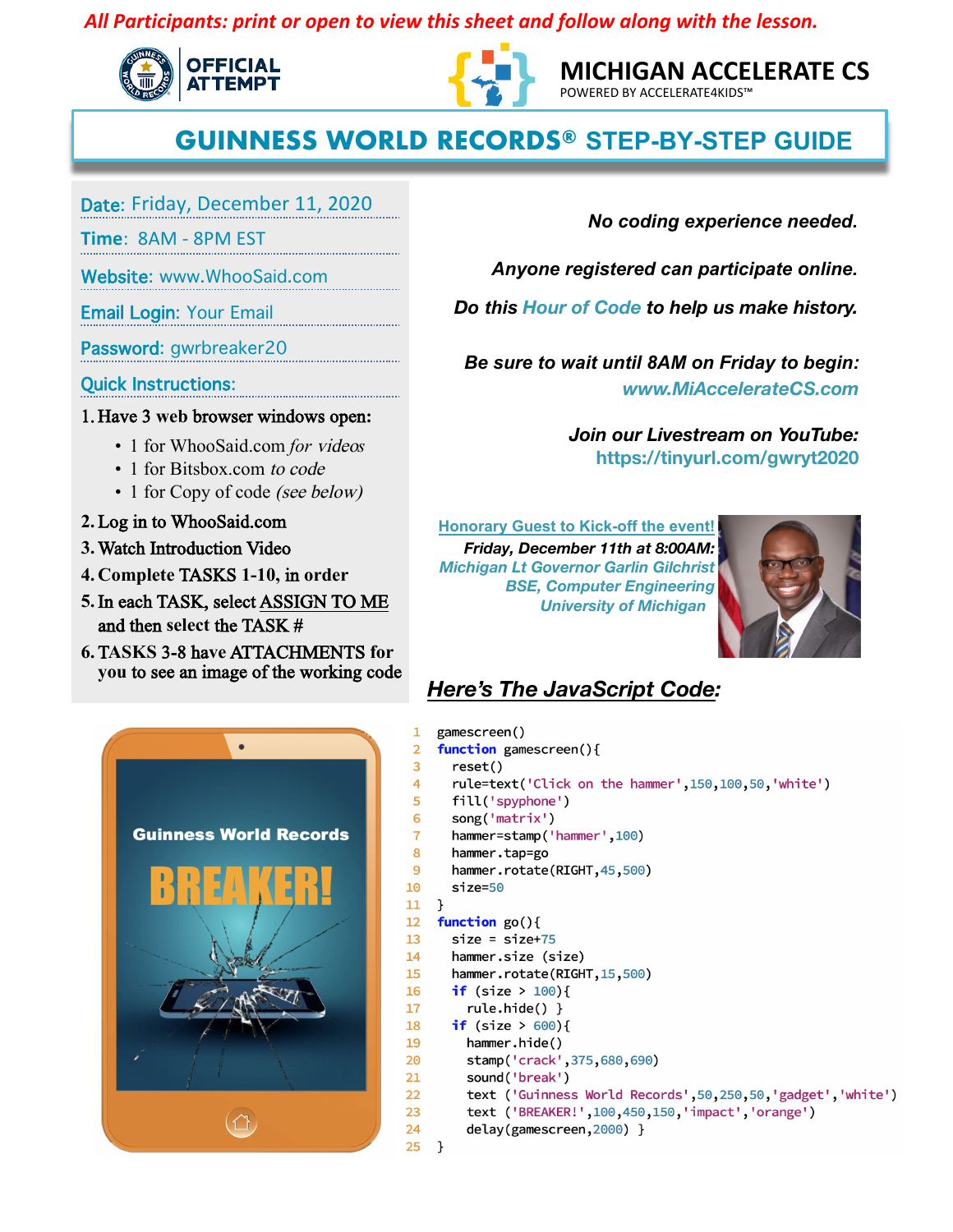*All Participants: print or open to view this sheet and follow along with the lesson.*

OFFICIAL ATTEMPT

**MICHIGAN ACCELERATE CS**
POWERED BY ACCELERATE4KIDS™

# GUINNESS WORLD RECORDS® STEP-BY-STEP GUIDE

**Date:** Friday, December 11, 2020

**Time:** 8AM - 8PM EST

**Website:** www.WhooSaid.com

**Email Login:** Your Email

**Password:** gwrbreaker20

**Quick Instructions:**

1. Have 3 web browser windows open:
   - 1 for WhooSaid.com *for videos*
   - 1 for Bitsbox.com *to code*
   - 1 for Copy of code *(see below)*
2. Log in to WhooSaid.com
3. Watch Introduction Video
4. Complete TASKS 1-10, in order
5. In each TASK, select ASSIGN TO ME and then select the TASK #
6. TASKS 3-8 have ATTACHMENTS for you to see an image of the working code

***No coding experience needed.***

***Anyone registered can participate online.***

***Do this Hour of Code to help us make history.***

***Be sure to wait until 8AM on Friday to begin:***
***www.MiAccelerateCS.com***

***Join our Livestream on YouTube:***
**https://tinyurl.com/gwryt2020**

Honorary Guest to Kick-off the event!
*Friday, December 11th at 8:00AM:*
*Michigan Lt Governor Garlin Gilchrist*
*BSE, Computer Engineering*
*University of Michigan*

Guinness World Records
BREAKER!

## *Here's The JavaScript Code:*

```
1   gamescreen()
2   function gamescreen(){
3     reset()
4     rule=text('Click on the hammer',150,100,50,'white')
5     fill('spyphone')
6     song('matrix')
7     hammer=stamp('hammer',100)
8     hammer.tap=go
9     hammer.rotate(RIGHT,45,500)
10    size=50
11  }
12  function go(){
13    size = size+75
14    hammer.size (size)
15    hammer.rotate(RIGHT,15,500)
16    if (size > 100){
17      rule.hide() }
18    if (size > 600){
19      hammer.hide()
20      stamp('crack',375,680,690)
21      sound('break')
22      text ('Guinness World Records',50,250,50,'gadget','white')
23      text ('BREAKER!',100,450,150,'impact','orange')
24      delay(gamescreen,2000) }
25  }
```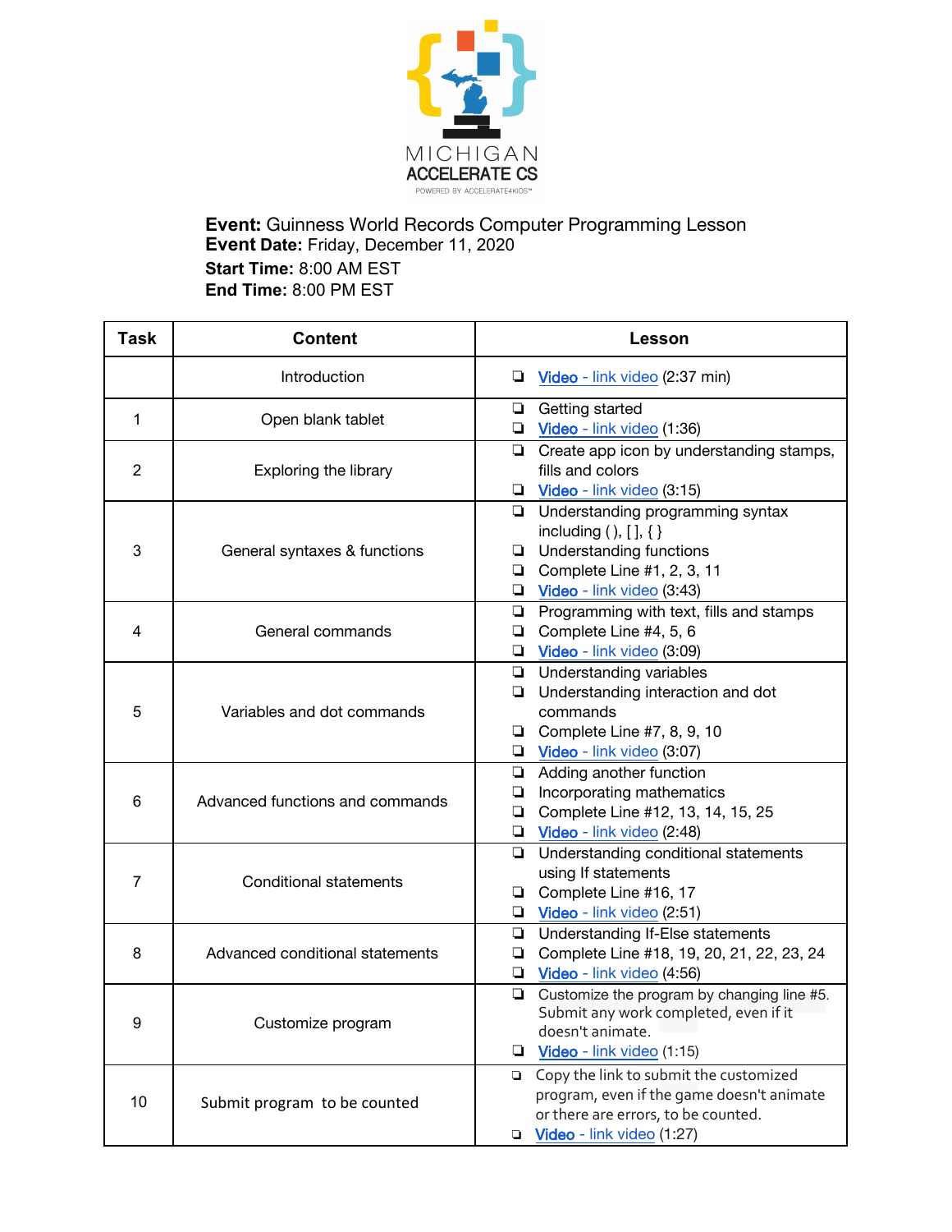MICHIGAN
ACCELERATE CS
POWERED BY ACCELERATE4KIDS™

**Event:** Guinness World Records Computer Programming Lesson
**Event Date:** Friday, December 11, 2020
**Start Time:** 8:00 AM EST
**End Time:** 8:00 PM EST

| Task | Content | Lesson |
|---|---|---|
| | Introduction | ❏ Video - link video (2:37 min) |
| 1 | Open blank tablet | ❏ Getting started<br>❏ Video - link video (1:36) |
| 2 | Exploring the library | ❏ Create app icon by understanding stamps, fills and colors<br>❏ Video - link video (3:15) |
| 3 | General syntaxes & functions | ❏ Understanding programming syntax including ( ), [ ], { }<br>❏ Understanding functions<br>❏ Complete Line #1, 2, 3, 11<br>❏ Video - link video (3:43) |
| 4 | General commands | ❏ Programming with text, fills and stamps<br>❏ Complete Line #4, 5, 6<br>❏ Video - link video (3:09) |
| 5 | Variables and dot commands | ❏ Understanding variables<br>❏ Understanding interaction and dot commands<br>❏ Complete Line #7, 8, 9, 10<br>❏ Video - link video (3:07) |
| 6 | Advanced functions and commands | ❏ Adding another function<br>❏ Incorporating mathematics<br>❏ Complete Line #12, 13, 14, 15, 25<br>❏ Video - link video (2:48) |
| 7 | Conditional statements | ❏ Understanding conditional statements using If statements<br>❏ Complete Line #16, 17<br>❏ Video - link video (2:51) |
| 8 | Advanced conditional statements | ❏ Understanding If-Else statements<br>❏ Complete Line #18, 19, 20, 21, 22, 23, 24<br>❏ Video - link video (4:56) |
| 9 | Customize program | ❏ Customize the program by changing line #5. Submit any work completed, even if it doesn't animate.<br>❏ Video - link video (1:15) |
| 10 | Submit program to be counted | ❏ Copy the link to submit the customized program, even if the game doesn't animate or there are errors, to be counted.<br>❏ Video - link video (1:27) |